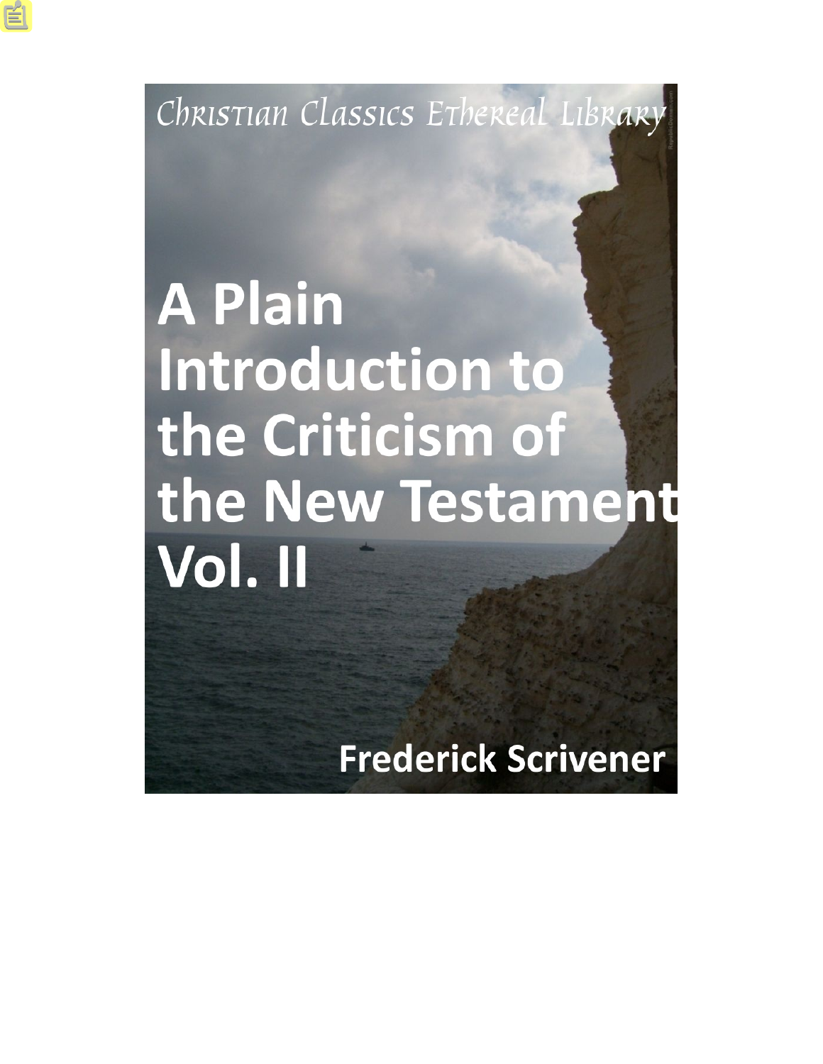Christian Classics Ethereal Library

# A Plain Introduction to the Criticism of the New Testament Vol. II

Frederick Scrivener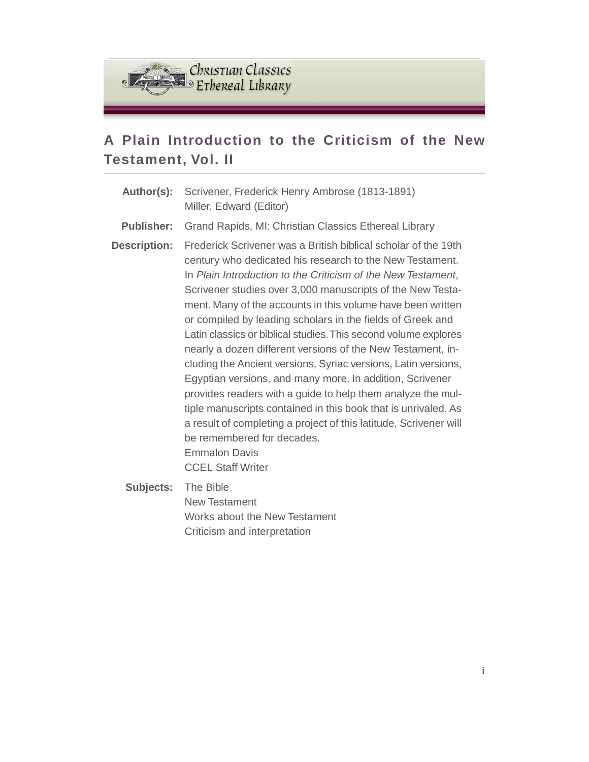# A Plain Introduction to the Criticism of the New Testament, Vol. II

**Author(s):** Scrivener, Frederick Henry Ambrose (1813-1891)
Miller, Edward (Editor)

**Publisher:** Grand Rapids, MI: Christian Classics Ethereal Library

**Description:** Frederick Scrivener was a British biblical scholar of the 19th century who dedicated his research to the New Testament. In *Plain Introduction to the Criticism of the New Testament*, Scrivener studies over 3,000 manuscripts of the New Testament. Many of the accounts in this volume have been written or compiled by leading scholars in the fields of Greek and Latin classics or biblical studies. This second volume explores nearly a dozen different versions of the New Testament, including the Ancient versions, Syriac versions, Latin versions, Egyptian versions, and many more. In addition, Scrivener provides readers with a guide to help them analyze the multiple manuscripts contained in this book that is unrivaled. As a result of completing a project of this latitude, Scrivener will be remembered for decades.
Emmalon Davis
CCEL Staff Writer

**Subjects:** The Bible
New Testament
Works about the New Testament
Criticism and interpretation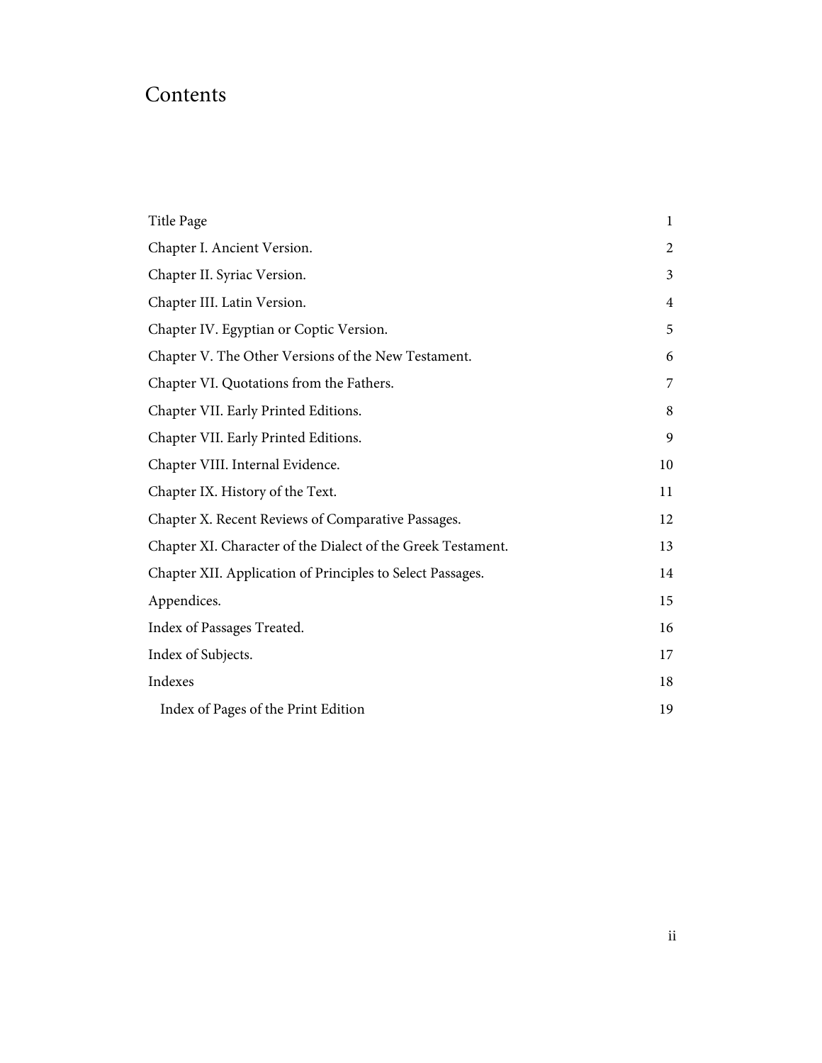# Contents

| | |
|---|---|
| Title Page | 1 |
| Chapter I. Ancient Version. | 2 |
| Chapter II. Syriac Version. | 3 |
| Chapter III. Latin Version. | 4 |
| Chapter IV. Egyptian or Coptic Version. | 5 |
| Chapter V. The Other Versions of the New Testament. | 6 |
| Chapter VI. Quotations from the Fathers. | 7 |
| Chapter VII. Early Printed Editions. | 8 |
| Chapter VII. Early Printed Editions. | 9 |
| Chapter VIII. Internal Evidence. | 10 |
| Chapter IX. History of the Text. | 11 |
| Chapter X. Recent Reviews of Comparative Passages. | 12 |
| Chapter XI. Character of the Dialect of the Greek Testament. | 13 |
| Chapter XII. Application of Principles to Select Passages. | 14 |
| Appendices. | 15 |
| Index of Passages Treated. | 16 |
| Index of Subjects. | 17 |
| Indexes | 18 |
| Index of Pages of the Print Edition | 19 |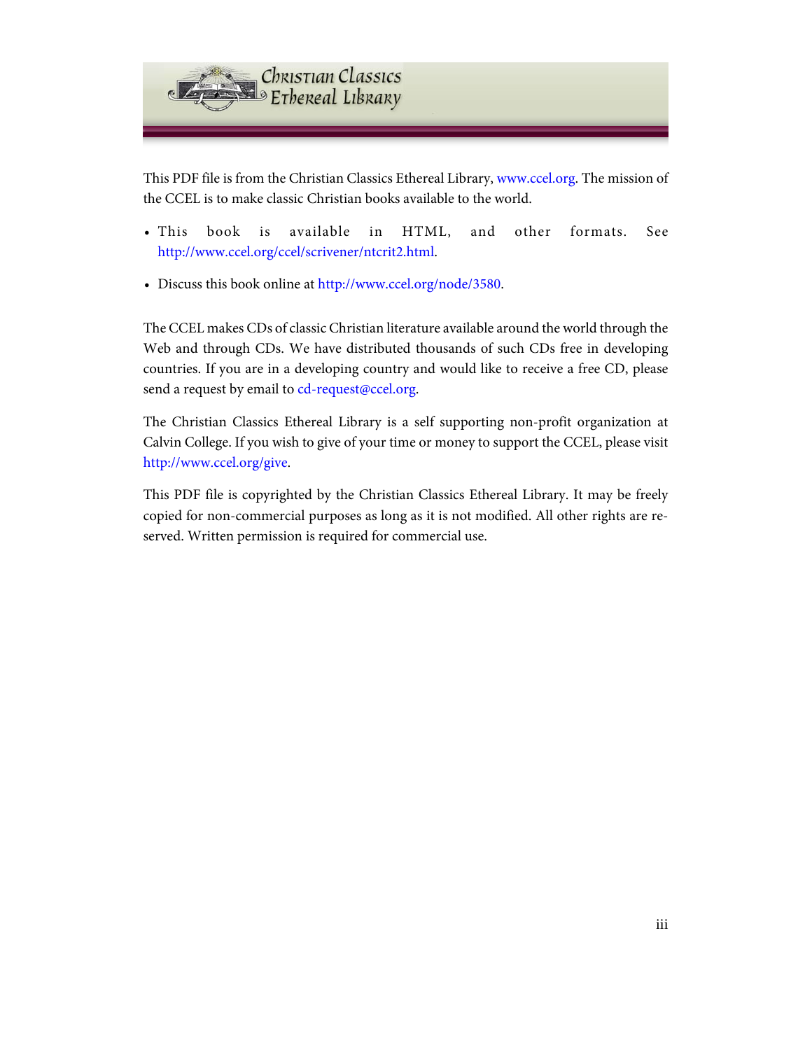This PDF file is from the Christian Classics Ethereal Library, www.ccel.org. The mission of the CCEL is to make classic Christian books available to the world.

- This book is available in HTML, and other formats. See http://www.ccel.org/ccel/scrivener/ntcrit2.html.
- Discuss this book online at http://www.ccel.org/node/3580.

The CCEL makes CDs of classic Christian literature available around the world through the Web and through CDs. We have distributed thousands of such CDs free in developing countries. If you are in a developing country and would like to receive a free CD, please send a request by email to cd-request@ccel.org.

The Christian Classics Ethereal Library is a self supporting non-profit organization at Calvin College. If you wish to give of your time or money to support the CCEL, please visit http://www.ccel.org/give.

This PDF file is copyrighted by the Christian Classics Ethereal Library. It may be freely copied for non-commercial purposes as long as it is not modified. All other rights are reserved. Written permission is required for commercial use.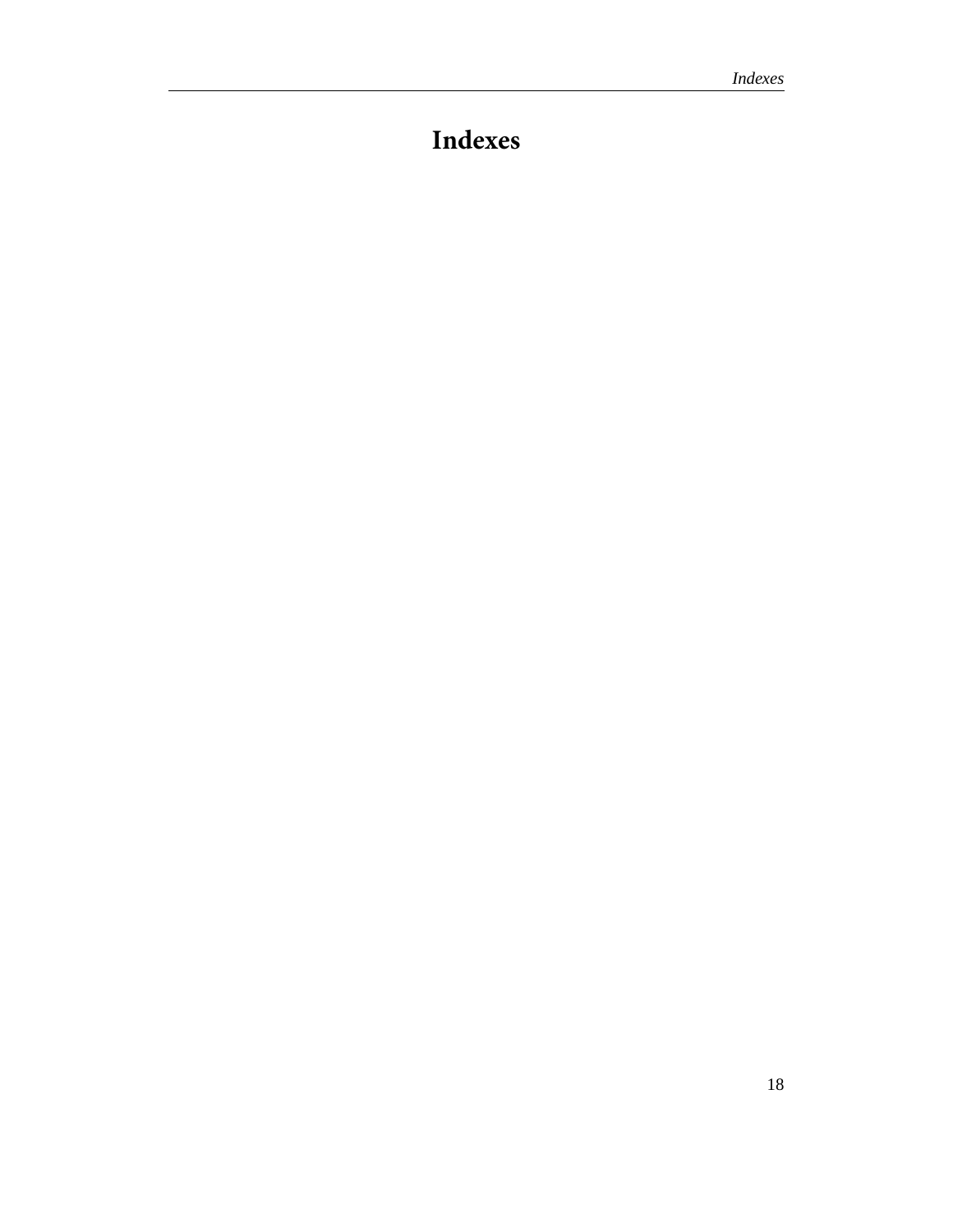# Indexes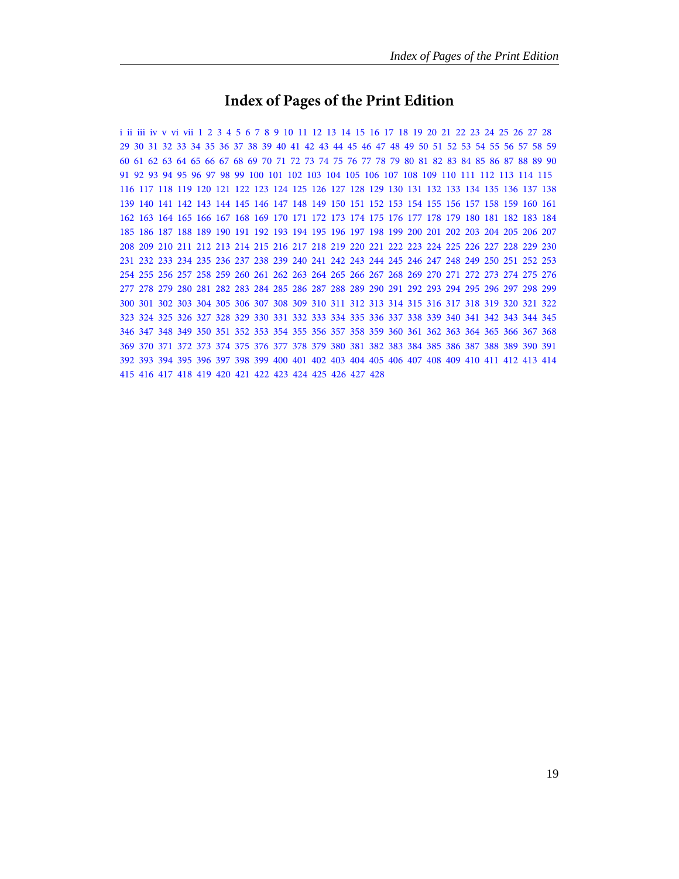# Index of Pages of the Print Edition

i ii iii iv v vi vii 1 2 3 4 5 6 7 8 9 10 11 12 13 14 15 16 17 18 19 20 21 22 23 24 25 26 27 28 29 30 31 32 33 34 35 36 37 38 39 40 41 42 43 44 45 46 47 48 49 50 51 52 53 54 55 56 57 58 59 60 61 62 63 64 65 66 67 68 69 70 71 72 73 74 75 76 77 78 79 80 81 82 83 84 85 86 87 88 89 90 91 92 93 94 95 96 97 98 99 100 101 102 103 104 105 106 107 108 109 110 111 112 113 114 115 116 117 118 119 120 121 122 123 124 125 126 127 128 129 130 131 132 133 134 135 136 137 138 139 140 141 142 143 144 145 146 147 148 149 150 151 152 153 154 155 156 157 158 159 160 161 162 163 164 165 166 167 168 169 170 171 172 173 174 175 176 177 178 179 180 181 182 183 184 185 186 187 188 189 190 191 192 193 194 195 196 197 198 199 200 201 202 203 204 205 206 207 208 209 210 211 212 213 214 215 216 217 218 219 220 221 222 223 224 225 226 227 228 229 230 231 232 233 234 235 236 237 238 239 240 241 242 243 244 245 246 247 248 249 250 251 252 253 254 255 256 257 258 259 260 261 262 263 264 265 266 267 268 269 270 271 272 273 274 275 276 277 278 279 280 281 282 283 284 285 286 287 288 289 290 291 292 293 294 295 296 297 298 299 300 301 302 303 304 305 306 307 308 309 310 311 312 313 314 315 316 317 318 319 320 321 322 323 324 325 326 327 328 329 330 331 332 333 334 335 336 337 338 339 340 341 342 343 344 345 346 347 348 349 350 351 352 353 354 355 356 357 358 359 360 361 362 363 364 365 366 367 368 369 370 371 372 373 374 375 376 377 378 379 380 381 382 383 384 385 386 387 388 389 390 391 392 393 394 395 396 397 398 399 400 401 402 403 404 405 406 407 408 409 410 411 412 413 414 415 416 417 418 419 420 421 422 423 424 425 426 427 428